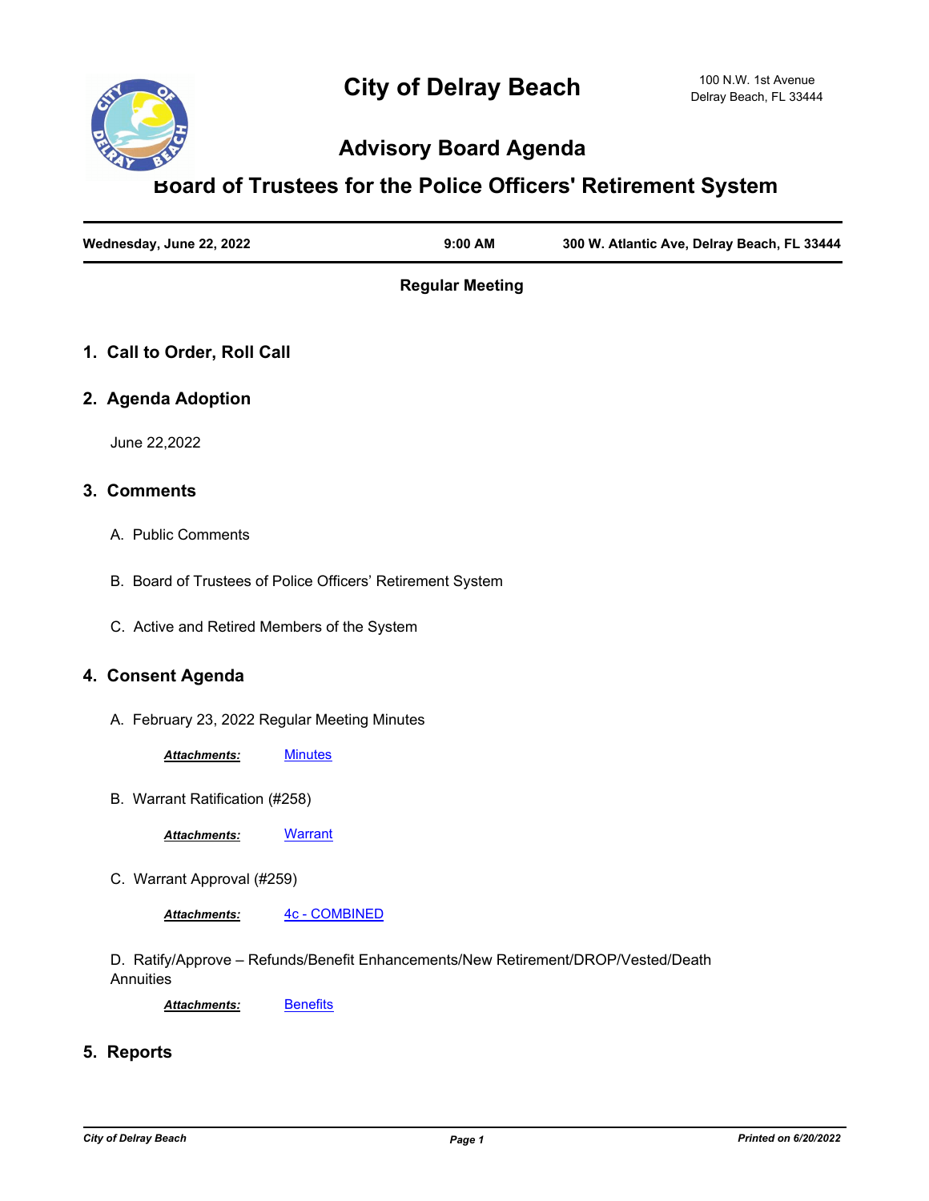# City of Delray Beach

100 N.W. 1st Avenue
Delray Beach, FL 33444

## Advisory Board Agenda

## Board of Trustees for the Police Officers' Retirement System

| Wednesday, June 22, 2022 | 9:00 AM | 300 W. Atlantic Ave, Delray Beach, FL 33444 |
|---|---|---|

**Regular Meeting**

### 1. Call to Order, Roll Call

### 2. Agenda Adoption

June 22,2022

### 3. Comments

A. Public Comments

B. Board of Trustees of Police Officers' Retirement System

C. Active and Retired Members of the System

### 4. Consent Agenda

A. February 23, 2022 Regular Meeting Minutes

***Attachments:*** Minutes

B. Warrant Ratification (#258)

***Attachments:*** Warrant

C. Warrant Approval (#259)

***Attachments:*** 4c - COMBINED

D. Ratify/Approve – Refunds/Benefit Enhancements/New Retirement/DROP/Vested/Death Annuities

***Attachments:*** Benefits

### 5. Reports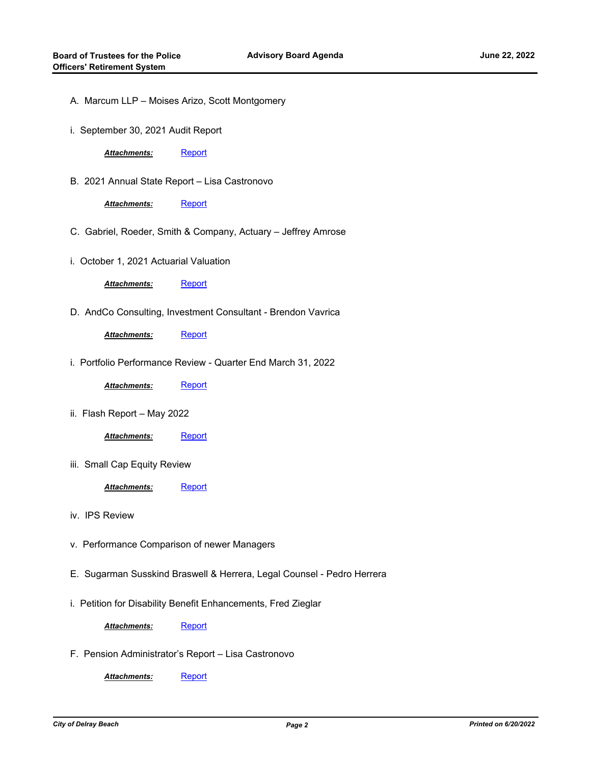A. Marcum LLP – Moises Arizo, Scott Montgomery

i. September 30, 2021 Audit Report

***Attachments:*** Report

B. 2021 Annual State Report – Lisa Castronovo

***Attachments:*** Report

C. Gabriel, Roeder, Smith & Company, Actuary – Jeffrey Amrose

i. October 1, 2021 Actuarial Valuation

***Attachments:*** Report

D. AndCo Consulting, Investment Consultant - Brendon Vavrica

***Attachments:*** Report

i. Portfolio Performance Review - Quarter End March 31, 2022

***Attachments:*** Report

ii. Flash Report – May 2022

***Attachments:*** Report

iii. Small Cap Equity Review

***Attachments:*** Report

iv. IPS Review

v. Performance Comparison of newer Managers

E. Sugarman Susskind Braswell & Herrera, Legal Counsel - Pedro Herrera

i. Petition for Disability Benefit Enhancements, Fred Zieglar

***Attachments:*** Report

F. Pension Administrator's Report – Lisa Castronovo

***Attachments:*** Report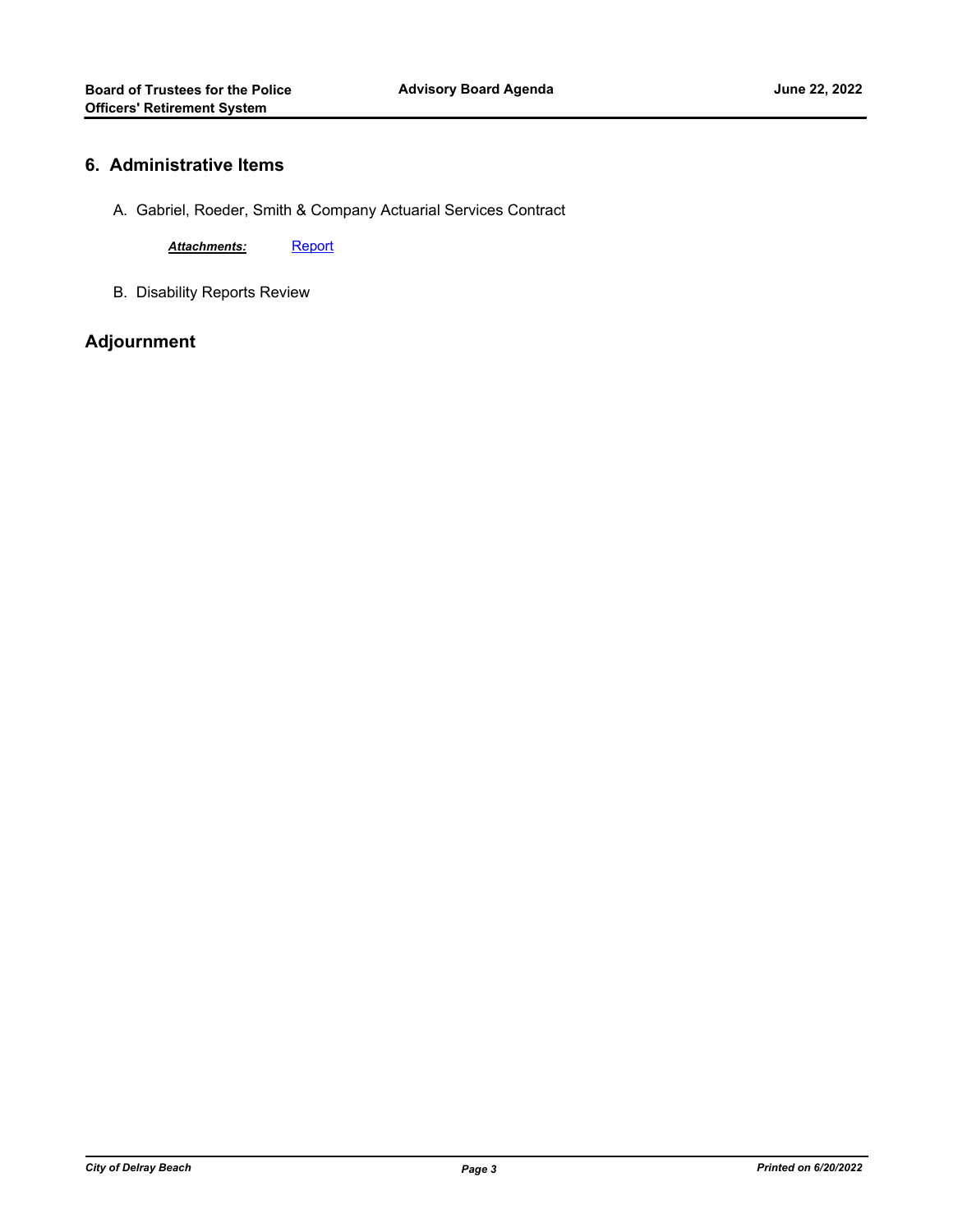## 6. Administrative Items

A. Gabriel, Roeder, Smith & Company Actuarial Services Contract

***Attachments:*** Report

B. Disability Reports Review

## Adjournment